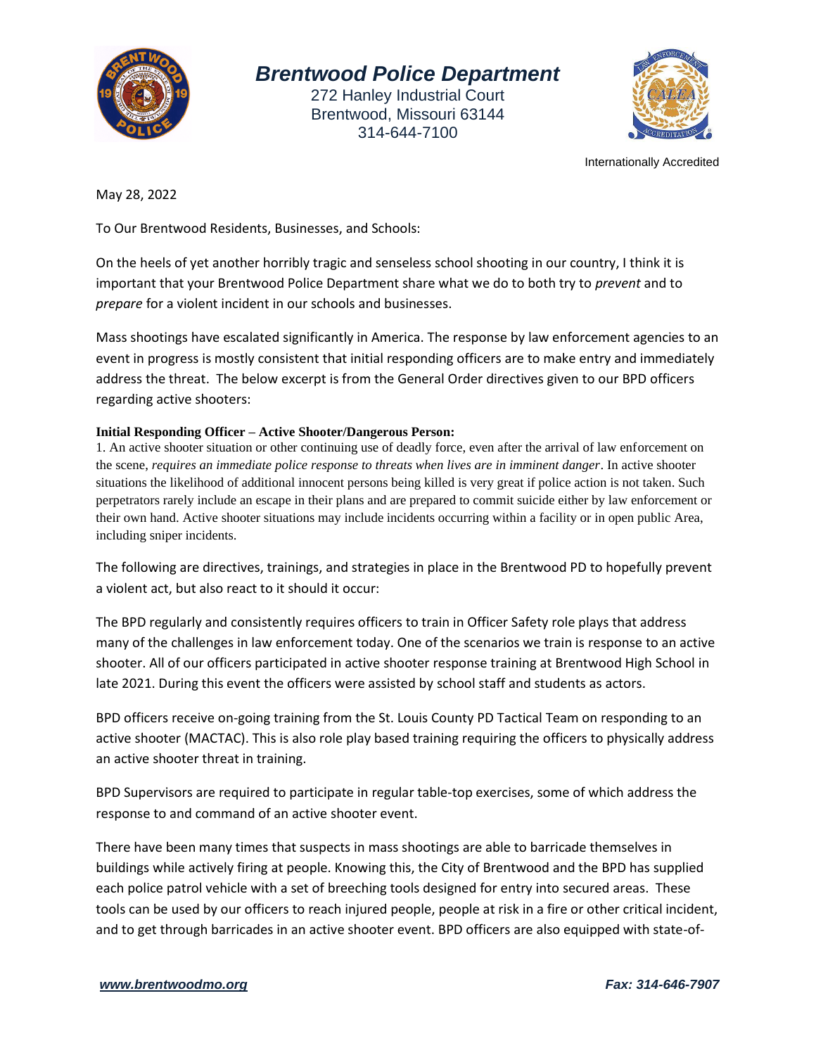# Brentwood Police Department

272 Hanley Industrial Court
Brentwood, Missouri 63144
314-644-7100

Internationally Accredited

May 28, 2022

To Our Brentwood Residents, Businesses, and Schools:

On the heels of yet another horribly tragic and senseless school shooting in our country, I think it is important that your Brentwood Police Department share what we do to both try to *prevent* and to *prepare* for a violent incident in our schools and businesses.

Mass shootings have escalated significantly in America. The response by law enforcement agencies to an event in progress is mostly consistent that initial responding officers are to make entry and immediately address the threat. The below excerpt is from the General Order directives given to our BPD officers regarding active shooters:

**Initial Responding Officer – Active Shooter/Dangerous Person:**

1. An active shooter situation or other continuing use of deadly force, even after the arrival of law enforcement on the scene, *requires an immediate police response to threats when lives are in imminent danger*. In active shooter situations the likelihood of additional innocent persons being killed is very great if police action is not taken. Such perpetrators rarely include an escape in their plans and are prepared to commit suicide either by law enforcement or their own hand. Active shooter situations may include incidents occurring within a facility or in open public Area, including sniper incidents.

The following are directives, trainings, and strategies in place in the Brentwood PD to hopefully prevent a violent act, but also react to it should it occur:

The BPD regularly and consistently requires officers to train in Officer Safety role plays that address many of the challenges in law enforcement today. One of the scenarios we train is response to an active shooter. All of our officers participated in active shooter response training at Brentwood High School in late 2021. During this event the officers were assisted by school staff and students as actors.

BPD officers receive on-going training from the St. Louis County PD Tactical Team on responding to an active shooter (MACTAC). This is also role play based training requiring the officers to physically address an active shooter threat in training.

BPD Supervisors are required to participate in regular table-top exercises, some of which address the response to and command of an active shooter event.

There have been many times that suspects in mass shootings are able to barricade themselves in buildings while actively firing at people. Knowing this, the City of Brentwood and the BPD has supplied each police patrol vehicle with a set of breeching tools designed for entry into secured areas. These tools can be used by our officers to reach injured people, people at risk in a fire or other critical incident, and to get through barricades in an active shooter event. BPD officers are also equipped with state-of-

www.brentwoodmo.org

Fax: 314-646-7907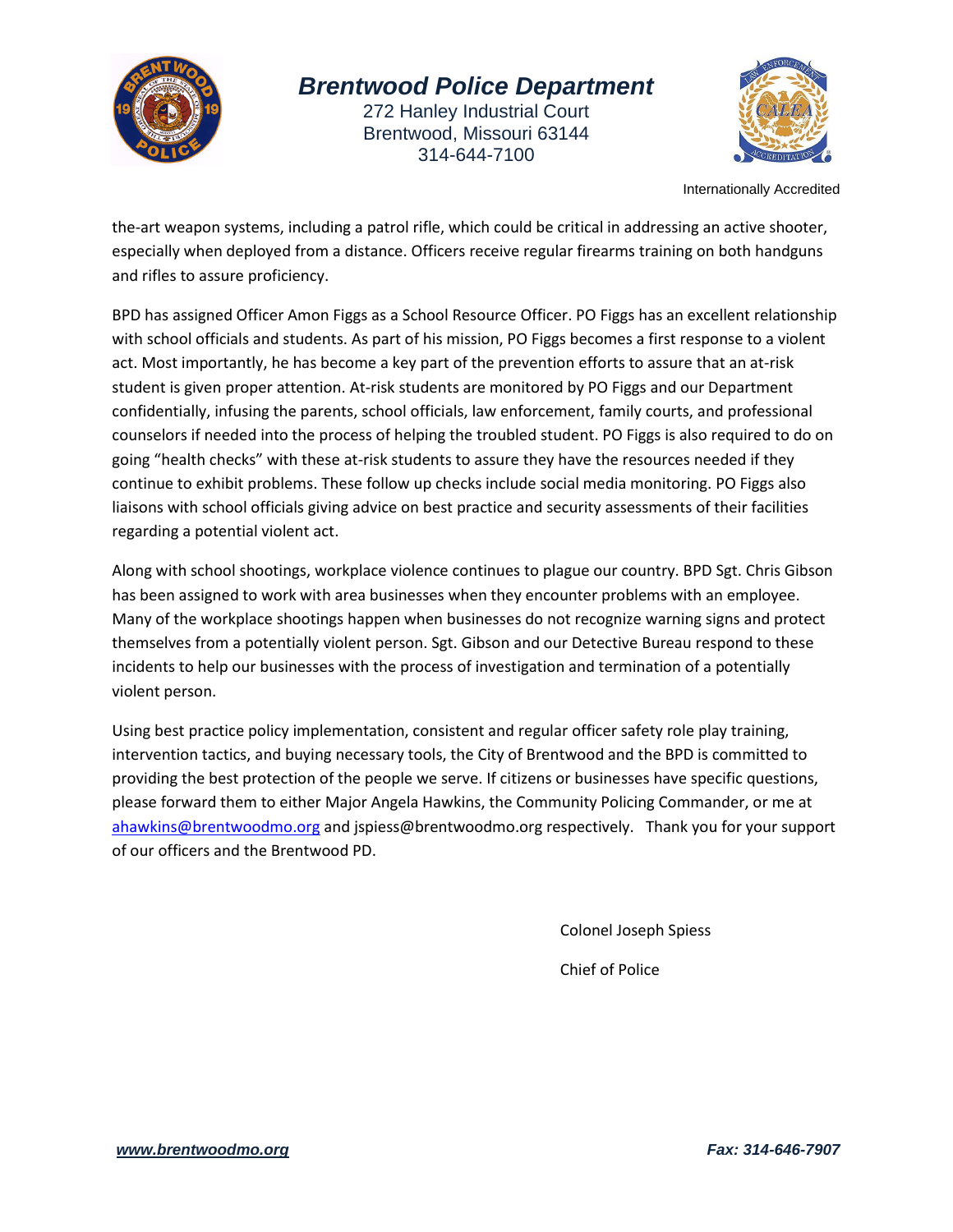the-art weapon systems, including a patrol rifle, which could be critical in addressing an active shooter, especially when deployed from a distance. Officers receive regular firearms training on both handguns and rifles to assure proficiency.

BPD has assigned Officer Amon Figgs as a School Resource Officer. PO Figgs has an excellent relationship with school officials and students. As part of his mission, PO Figgs becomes a first response to a violent act. Most importantly, he has become a key part of the prevention efforts to assure that an at-risk student is given proper attention. At-risk students are monitored by PO Figgs and our Department confidentially, infusing the parents, school officials, law enforcement, family courts, and professional counselors if needed into the process of helping the troubled student. PO Figgs is also required to do on going "health checks" with these at-risk students to assure they have the resources needed if they continue to exhibit problems. These follow up checks include social media monitoring. PO Figgs also liaisons with school officials giving advice on best practice and security assessments of their facilities regarding a potential violent act.

Along with school shootings, workplace violence continues to plague our country. BPD Sgt. Chris Gibson has been assigned to work with area businesses when they encounter problems with an employee. Many of the workplace shootings happen when businesses do not recognize warning signs and protect themselves from a potentially violent person. Sgt. Gibson and our Detective Bureau respond to these incidents to help our businesses with the process of investigation and termination of a potentially violent person.

Using best practice policy implementation, consistent and regular officer safety role play training, intervention tactics, and buying necessary tools, the City of Brentwood and the BPD is committed to providing the best protection of the people we serve. If citizens or businesses have specific questions, please forward them to either Major Angela Hawkins, the Community Policing Commander, or me at ahawkins@brentwoodmo.org and jspiess@brentwoodmo.org respectively. Thank you for your support of our officers and the Brentwood PD.

Colonel Joseph Spiess

Chief of Police